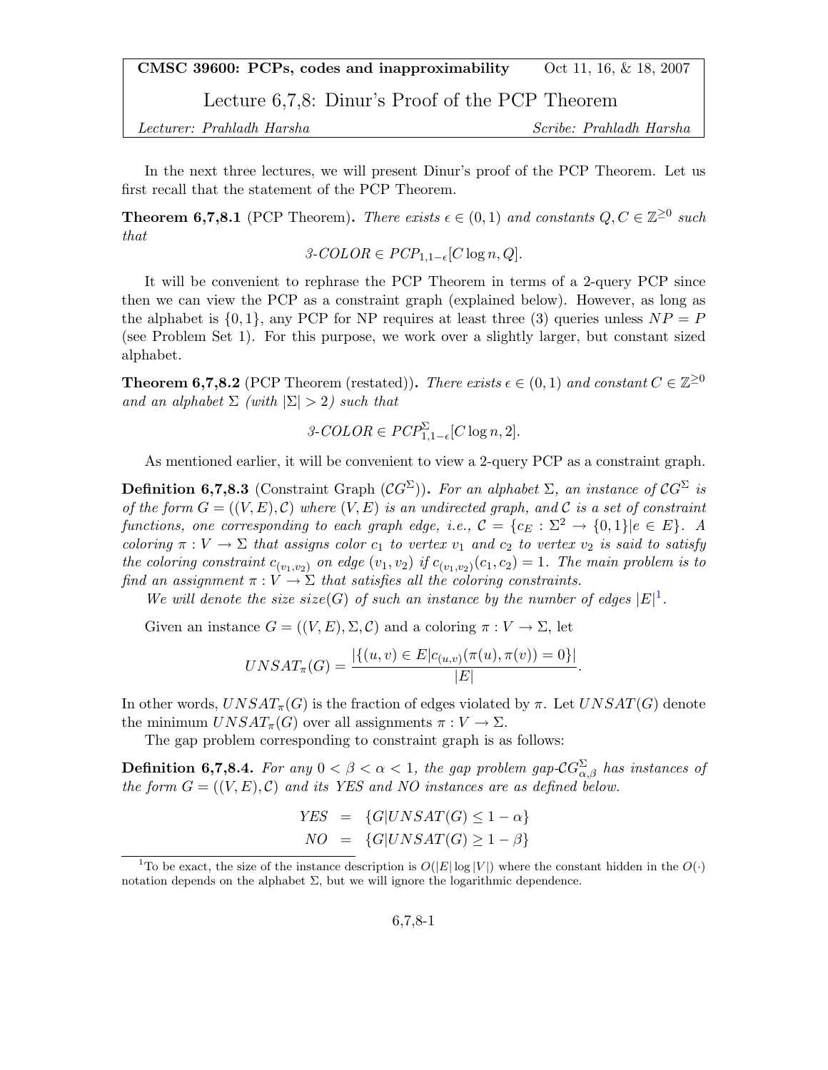**CMSC 39600: PCPs, codes and inapproximability** Oct 11, 16, & 18, 2007

# Lecture 6,7,8: Dinur's Proof of the PCP Theorem

*Lecturer: Prahladh Harsha* *Scribe: Prahladh Harsha*

In the next three lectures, we will present Dinur's proof of the PCP Theorem. Let us first recall that the statement of the PCP Theorem.

**Theorem 6,7,8.1** (PCP Theorem)**.** *There exists $\epsilon \in (0,1)$ and constants $Q, C \in \mathbb{Z}^{\geq 0}$ such that*

$$\textit{3-COLOR} \in PCP_{1,1-\epsilon}[C \log n, Q].$$

It will be convenient to rephrase the PCP Theorem in terms of a 2-query PCP since then we can view the PCP as a constraint graph (explained below). However, as long as the alphabet is $\{0,1\}$, any PCP for NP requires at least three (3) queries unless $NP = P$ (see Problem Set 1). For this purpose, we work over a slightly larger, but constant sized alphabet.

**Theorem 6,7,8.2** (PCP Theorem (restated))**.** *There exists $\epsilon \in (0,1)$ and constant $C \in \mathbb{Z}^{\geq 0}$ and an alphabet $\Sigma$ (with $|\Sigma| > 2$) such that*

$$\textit{3-COLOR} \in PCP^{\Sigma}_{1,1-\epsilon}[C \log n, 2].$$

As mentioned earlier, it will be convenient to view a 2-query PCP as a constraint graph.

**Definition 6,7,8.3** (Constraint Graph ($\mathcal{CG}^{\Sigma}$))**.** *For an alphabet $\Sigma$, an instance of $\mathcal{CG}^{\Sigma}$ is of the form $G = ((V,E), \mathcal{C})$ where $(V,E)$ is an undirected graph, and $\mathcal{C}$ is a set of constraint functions, one corresponding to each graph edge, i.e., $\mathcal{C} = \{c_E : \Sigma^2 \to \{0,1\} | e \in E\}$. A coloring $\pi : V \to \Sigma$ that assigns color $c_1$ to vertex $v_1$ and $c_2$ to vertex $v_2$ is said to satisfy the coloring constraint $c_{(v_1,v_2)}$ on edge $(v_1, v_2)$ if $c_{(v_1,v_2)}(c_1, c_2) = 1$. The main problem is to find an assignment $\pi : V \to \Sigma$ that satisfies all the coloring constraints.*

*We will denote the size $size(G)$ of such an instance by the number of edges $|E|$*[1]*.*

Given an instance $G = ((V,E), \Sigma, \mathcal{C})$ and a coloring $\pi : V \to \Sigma$, let

$$UNSAT_{\pi}(G) = \frac{|\{(u,v) \in E | c_{(u,v)}(\pi(u), \pi(v)) = 0\}|}{|E|}.$$

In other words, $UNSAT_{\pi}(G)$ is the fraction of edges violated by $\pi$. Let $UNSAT(G)$ denote the minimum $UNSAT_{\pi}(G)$ over all assignments $\pi : V \to \Sigma$.

The gap problem corresponding to constraint graph is as follows:

**Definition 6,7,8.4.** *For any $0 < \beta < \alpha < 1$, the gap problem gap-$\mathcal{CG}^{\Sigma}_{\alpha,\beta}$ has instances of the form $G = ((V,E), \mathcal{C})$ and its YES and NO instances are as defined below.*

$$\begin{aligned} YES &= \{G | UNSAT(G) \leq 1 - \alpha\} \\ NO &= \{G | UNSAT(G) \geq 1 - \beta\} \end{aligned}$$

[1] To be exact, the size of the instance description is $O(|E| \log |V|)$ where the constant hidden in the $O(\cdot)$ notation depends on the alphabet $\Sigma$, but we will ignore the logarithmic dependence.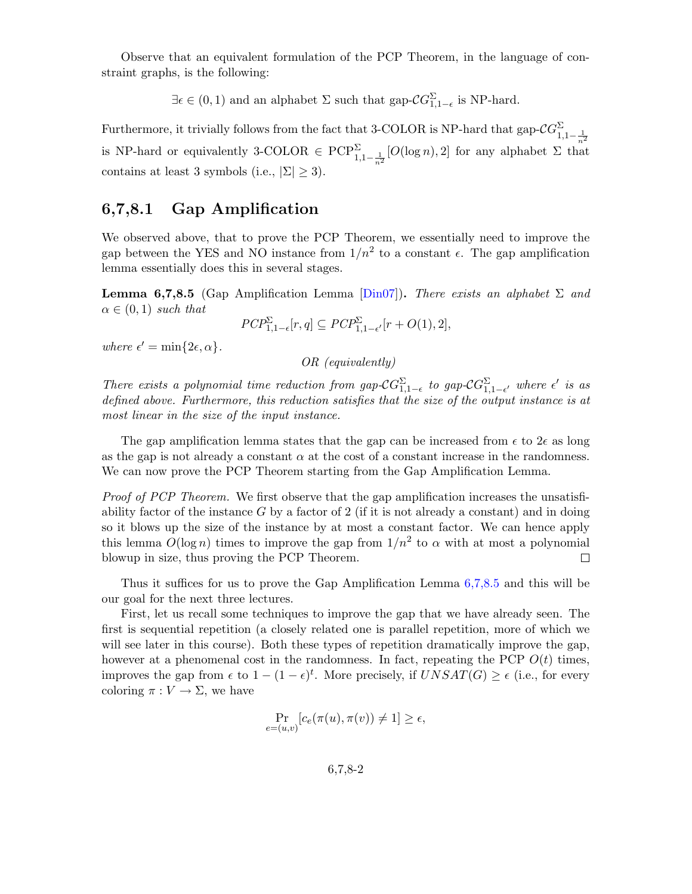Observe that an equivalent formulation of the PCP Theorem, in the language of constraint graphs, is the following:

$$\exists \epsilon \in (0,1) \text{ and an alphabet } \Sigma \text{ such that gap-}\mathcal{CG}^{\Sigma}_{1,1-\epsilon} \text{ is NP-hard.}$$

Furthermore, it trivially follows from the fact that 3-COLOR is NP-hard that gap-$\mathcal{CG}^{\Sigma}_{1,1-\frac{1}{n^2}}$ is NP-hard or equivalently 3-COLOR $\in \text{PCP}^{\Sigma}_{1,1-\frac{1}{n^2}}[O(\log n), 2]$ for any alphabet $\Sigma$ that contains at least 3 symbols (i.e., $|\Sigma| \geq 3$).

## 6,7,8.1 Gap Amplification

We observed above, that to prove the PCP Theorem, we essentially need to improve the gap between the YES and NO instance from $1/n^2$ to a constant $\epsilon$. The gap amplification lemma essentially does this in several stages.

**Lemma 6,7,8.5** (Gap Amplification Lemma [Din07]). *There exists an alphabet $\Sigma$ and $\alpha \in (0,1)$ such that*

$$PCP^{\Sigma}_{1,1-\epsilon}[r,q] \subseteq PCP^{\Sigma}_{1,1-\epsilon'}[r + O(1), 2],$$

*where $\epsilon' = \min\{2\epsilon, \alpha\}$.*

*OR (equivalently)*

*There exists a polynomial time reduction from gap-$\mathcal{CG}^{\Sigma}_{1,1-\epsilon}$ to gap-$\mathcal{CG}^{\Sigma}_{1,1-\epsilon'}$ where $\epsilon'$ is as defined above. Furthermore, this reduction satisfies that the size of the output instance is at most linear in the size of the input instance.*

The gap amplification lemma states that the gap can be increased from $\epsilon$ to $2\epsilon$ as long as the gap is not already a constant $\alpha$ at the cost of a constant increase in the randomness. We can now prove the PCP Theorem starting from the Gap Amplification Lemma.

*Proof of PCP Theorem.* We first observe that the gap amplification increases the unsatisfiability factor of the instance $G$ by a factor of 2 (if it is not already a constant) and in doing so it blows up the size of the instance by at most a constant factor. We can hence apply this lemma $O(\log n)$ times to improve the gap from $1/n^2$ to $\alpha$ with at most a polynomial blowup in size, thus proving the PCP Theorem. □

Thus it suffices for us to prove the Gap Amplification Lemma 6,7,8.5 and this will be our goal for the next three lectures.

First, let us recall some techniques to improve the gap that we have already seen. The first is sequential repetition (a closely related one is parallel repetition, more of which we will see later in this course). Both these types of repetition dramatically improve the gap, however at a phenomenal cost in the randomness. In fact, repeating the PCP $O(t)$ times, improves the gap from $\epsilon$ to $1-(1-\epsilon)^t$. More precisely, if $UNSAT(G) \geq \epsilon$ (i.e., for every coloring $\pi : V \to \Sigma$, we have

$$\Pr_{e=(u,v)}[c_e(\pi(u), \pi(v)) \neq 1] \geq \epsilon,$$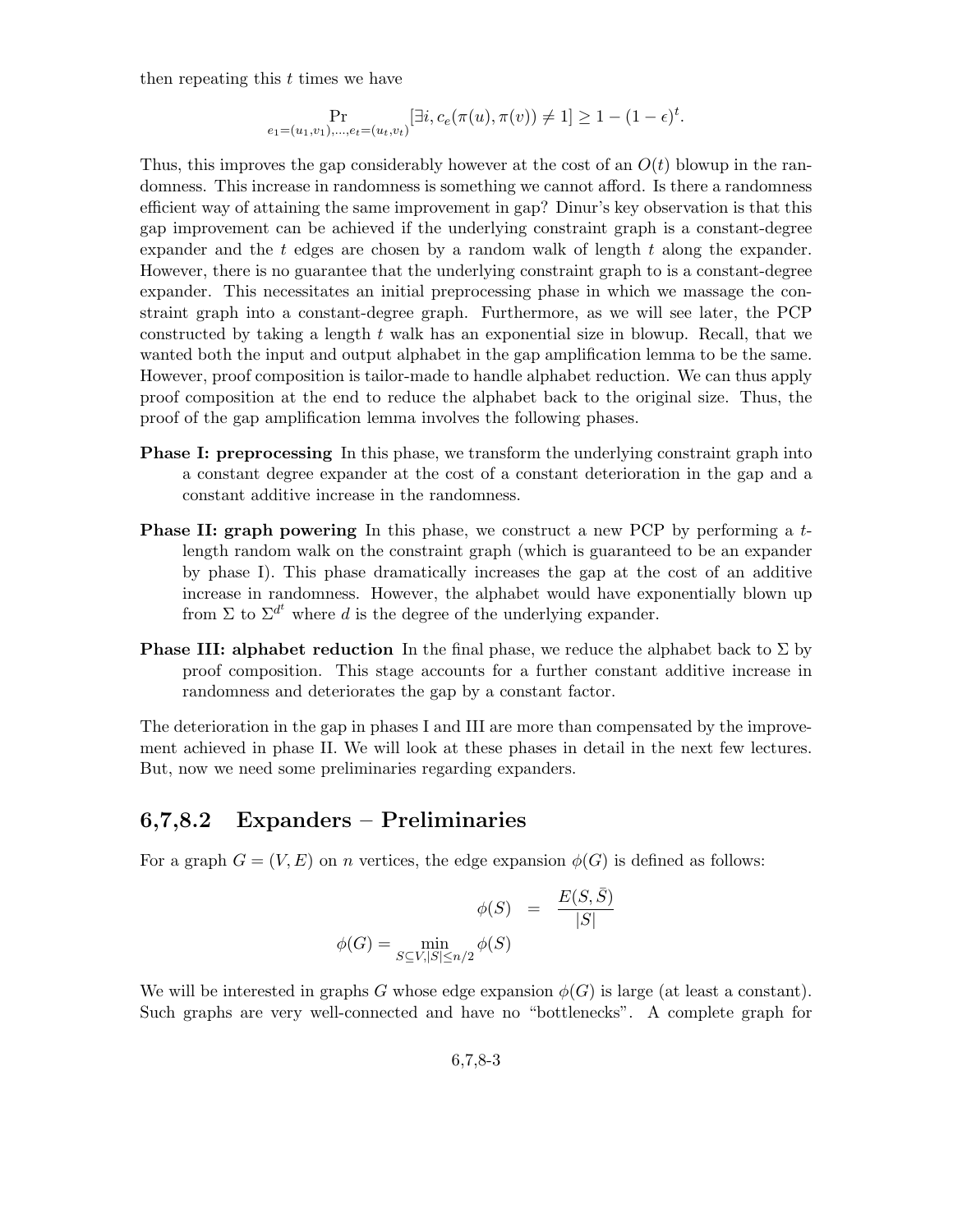then repeating this $t$ times we have

$$\Pr_{e_1=(u_1,v_1),\ldots,e_t=(u_t,v_t)}[\exists i, c_e(\pi(u),\pi(v)) \neq 1] \geq 1-(1-\epsilon)^t.$$

Thus, this improves the gap considerably however at the cost of an $O(t)$ blowup in the randomness. This increase in randomness is something we cannot afford. Is there a randomness efficient way of attaining the same improvement in gap? Dinur's key observation is that this gap improvement can be achieved if the underlying constraint graph is a constant-degree expander and the $t$ edges are chosen by a random walk of length $t$ along the expander. However, there is no guarantee that the underlying constraint graph to is a constant-degree expander. This necessitates an initial preprocessing phase in which we massage the constraint graph into a constant-degree graph. Furthermore, as we will see later, the PCP constructed by taking a length $t$ walk has an exponential size in blowup. Recall, that we wanted both the input and output alphabet in the gap amplification lemma to be the same. However, proof composition is tailor-made to handle alphabet reduction. We can thus apply proof composition at the end to reduce the alphabet back to the original size. Thus, the proof of the gap amplification lemma involves the following phases.

**Phase I: preprocessing** In this phase, we transform the underlying constraint graph into a constant degree expander at the cost of a constant deterioration in the gap and a constant additive increase in the randomness.

**Phase II: graph powering** In this phase, we construct a new PCP by performing a $t$-length random walk on the constraint graph (which is guaranteed to be an expander by phase I). This phase dramatically increases the gap at the cost of an additive increase in randomness. However, the alphabet would have exponentially blown up from $\Sigma$ to $\Sigma^{d^t}$ where $d$ is the degree of the underlying expander.

**Phase III: alphabet reduction** In the final phase, we reduce the alphabet back to $\Sigma$ by proof composition. This stage accounts for a further constant additive increase in randomness and deteriorates the gap by a constant factor.

The deterioration in the gap in phases I and III are more than compensated by the improvement achieved in phase II. We will look at these phases in detail in the next few lectures. But, now we need some preliminaries regarding expanders.

## 6,7,8.2 Expanders – Preliminaries

For a graph $G = (V, E)$ on $n$ vertices, the edge expansion $\phi(G)$ is defined as follows:

$$\phi(S) = \frac{E(S,\bar{S})}{|S|}$$

$$\phi(G) = \min_{S\subseteq V, |S|\leq n/2} \phi(S)$$

We will be interested in graphs $G$ whose edge expansion $\phi(G)$ is large (at least a constant). Such graphs are very well-connected and have no "bottlenecks". A complete graph for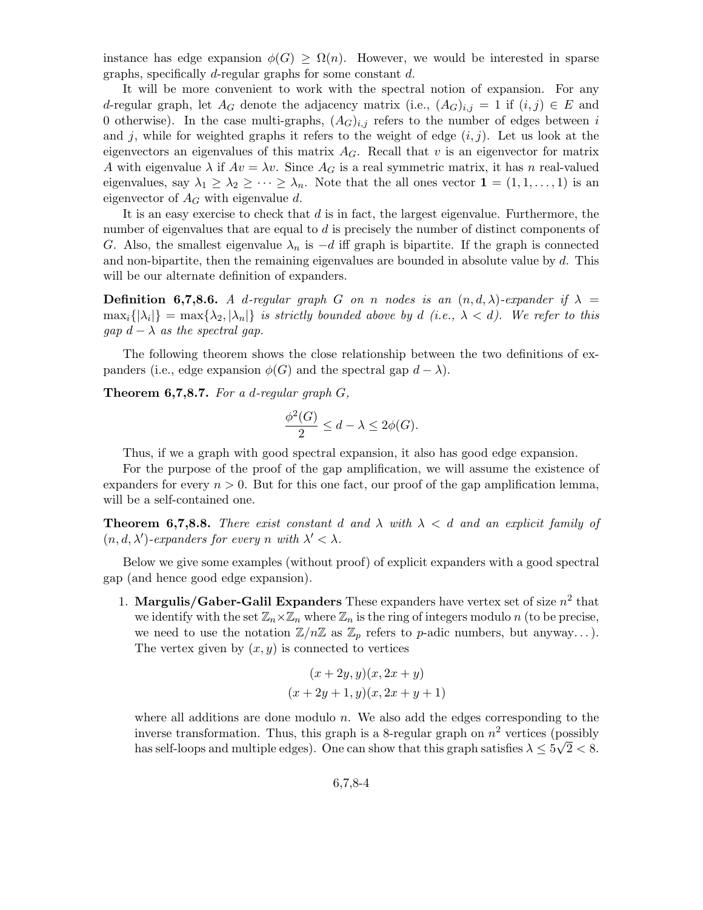instance has edge expansion $\phi(G) \geq \Omega(n)$. However, we would be interested in sparse graphs, specifically $d$-regular graphs for some constant $d$.

It will be more convenient to work with the spectral notion of expansion. For any $d$-regular graph, let $A_G$ denote the adjacency matrix (i.e., $(A_G)_{i,j} = 1$ if $(i,j) \in E$ and 0 otherwise). In the case multi-graphs, $(A_G)_{i,j}$ refers to the number of edges between $i$ and $j$, while for weighted graphs it refers to the weight of edge $(i,j)$. Let us look at the eigenvectors an eigenvalues of this matrix $A_G$. Recall that $v$ is an eigenvector for matrix $A$ with eigenvalue $\lambda$ if $Av = \lambda v$. Since $A_G$ is a real symmetric matrix, it has $n$ real-valued eigenvalues, say $\lambda_1 \geq \lambda_2 \geq \cdots \geq \lambda_n$. Note that the all ones vector $\mathbf{1} = (1, 1, \ldots, 1)$ is an eigenvector of $A_G$ with eigenvalue $d$.

It is an easy exercise to check that $d$ is in fact, the largest eigenvalue. Furthermore, the number of eigenvalues that are equal to $d$ is precisely the number of distinct components of $G$. Also, the smallest eigenvalue $\lambda_n$ is $-d$ iff graph is bipartite. If the graph is connected and non-bipartite, then the remaining eigenvalues are bounded in absolute value by $d$. This will be our alternate definition of expanders.

**Definition 6,7,8.6.** *A $d$-regular graph $G$ on $n$ nodes is an $(n, d, \lambda)$-expander if $\lambda = \max_i\{|\lambda_i|\} = \max\{\lambda_2, |\lambda_n|\}$ is strictly bounded above by $d$ (i.e., $\lambda < d$). We refer to this gap $d - \lambda$ as the spectral gap.*

The following theorem shows the close relationship between the two definitions of expanders (i.e., edge expansion $\phi(G)$ and the spectral gap $d - \lambda$).

**Theorem 6,7,8.7.** *For a $d$-regular graph $G$,*

$$\frac{\phi^2(G)}{2} \leq d - \lambda \leq 2\phi(G).$$

Thus, if we a graph with good spectral expansion, it also has good edge expansion.

For the purpose of the proof of the gap amplification, we will assume the existence of expanders for every $n > 0$. But for this one fact, our proof of the gap amplification lemma, will be a self-contained one.

**Theorem 6,7,8.8.** *There exist constant $d$ and $\lambda$ with $\lambda < d$ and an explicit family of $(n, d, \lambda')$-expanders for every $n$ with $\lambda' < \lambda$.*

Below we give some examples (without proof) of explicit expanders with a good spectral gap (and hence good edge expansion).

1. **Margulis/Gaber-Galil Expanders** These expanders have vertex set of size $n^2$ that we identify with the set $\mathbb{Z}_n \times \mathbb{Z}_n$ where $\mathbb{Z}_n$ is the ring of integers modulo $n$ (to be precise, we need to use the notation $\mathbb{Z}/n\mathbb{Z}$ as $\mathbb{Z}_p$ refers to $p$-adic numbers, but anyway...). The vertex given by $(x, y)$ is connected to vertices

$$(x + 2y, y)(x, 2x + y)$$
$$(x + 2y + 1, y)(x, 2x + y + 1)$$

   where all additions are done modulo $n$. We also add the edges corresponding to the inverse transformation. Thus, this graph is a 8-regular graph on $n^2$ vertices (possibly has self-loops and multiple edges). One can show that this graph satisfies $\lambda \leq 5\sqrt{2} < 8$.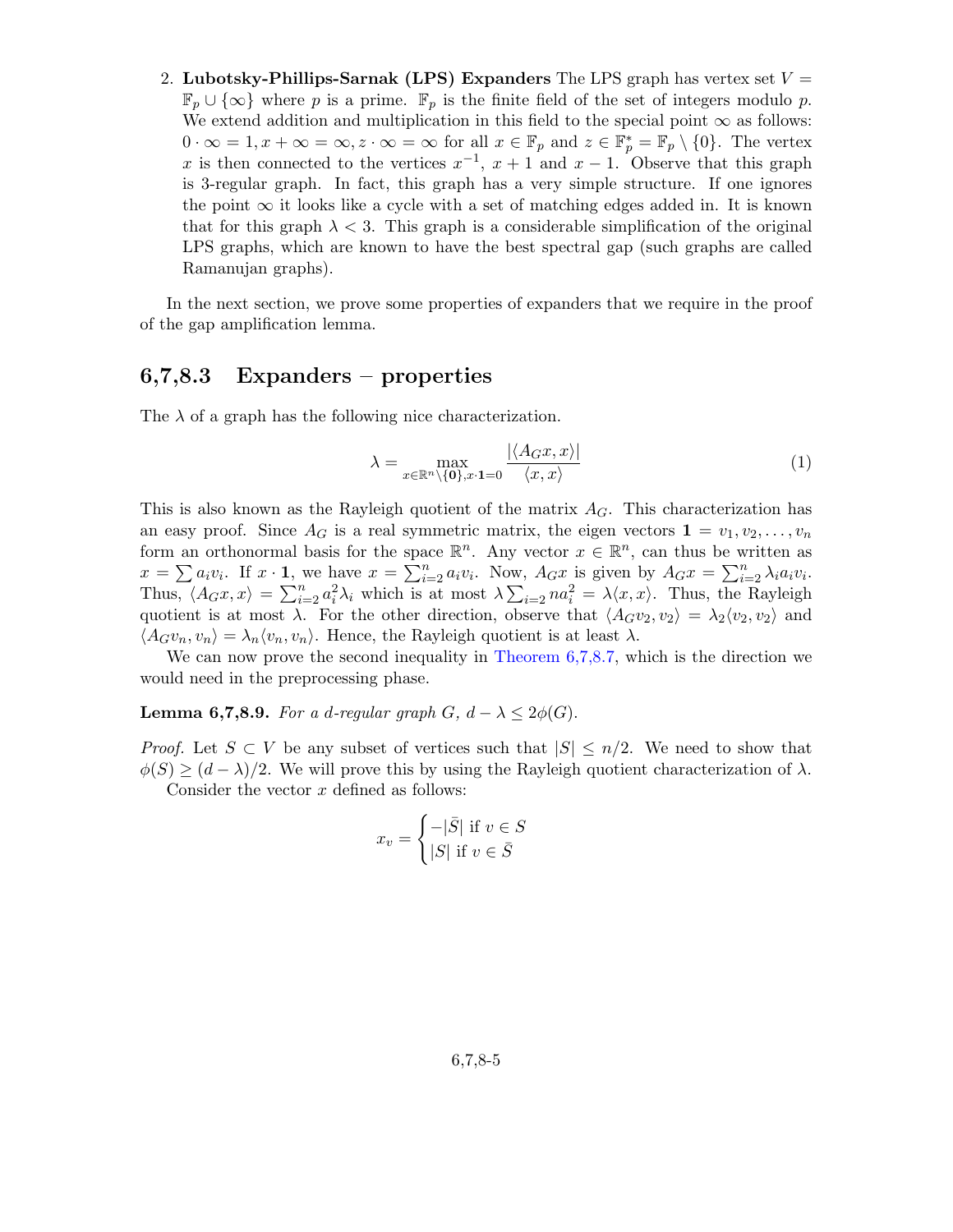2. **Lubotsky-Phillips-Sarnak (LPS) Expanders** The LPS graph has vertex set $V = \mathbb{F}_p \cup \{\infty\}$ where $p$ is a prime. $\mathbb{F}_p$ is the finite field of the set of integers modulo $p$. We extend addition and multiplication in this field to the special point $\infty$ as follows: $0 \cdot \infty = 1, x + \infty = \infty, z \cdot \infty = \infty$ for all $x \in \mathbb{F}_p$ and $z \in \mathbb{F}_p^* = \mathbb{F}_p \setminus \{0\}$. The vertex $x$ is then connected to the vertices $x^{-1}$, $x+1$ and $x-1$. Observe that this graph is 3-regular graph. In fact, this graph has a very simple structure. If one ignores the point $\infty$ it looks like a cycle with a set of matching edges added in. It is known that for this graph $\lambda < 3$. This graph is a considerable simplification of the original LPS graphs, which are known to have the best spectral gap (such graphs are called Ramanujan graphs).

In the next section, we prove some properties of expanders that we require in the proof of the gap amplification lemma.

## 6,7,8.3 Expanders – properties

The $\lambda$ of a graph has the following nice characterization.

$$\lambda = \max_{x \in \mathbb{R}^n \setminus \{\mathbf{0}\}, x \cdot \mathbf{1} = 0} \frac{|\langle A_G x, x \rangle|}{\langle x, x \rangle} \tag{1}$$

This is also known as the Rayleigh quotient of the matrix $A_G$. This characterization has an easy proof. Since $A_G$ is a real symmetric matrix, the eigen vectors $\mathbf{1} = v_1, v_2, \ldots, v_n$ form an orthonormal basis for the space $\mathbb{R}^n$. Any vector $x \in \mathbb{R}^n$, can thus be written as $x = \sum a_i v_i$. If $x \cdot \mathbf{1}$, we have $x = \sum_{i=2}^n a_i v_i$. Now, $A_G x$ is given by $A_G x = \sum_{i=2}^n \lambda_i a_i v_i$. Thus, $\langle A_G x, x \rangle = \sum_{i=2}^n a_i^2 \lambda_i$ which is at most $\lambda \sum_{i=2} n a_i^2 = \lambda \langle x, x \rangle$. Thus, the Rayleigh quotient is at most $\lambda$. For the other direction, observe that $\langle A_G v_2, v_2 \rangle = \lambda_2 \langle v_2, v_2 \rangle$ and $\langle A_G v_n, v_n \rangle = \lambda_n \langle v_n, v_n \rangle$. Hence, the Rayleigh quotient is at least $\lambda$.

We can now prove the second inequality in Theorem 6,7,8.7, which is the direction we would need in the preprocessing phase.

**Lemma 6,7,8.9.** *For a $d$-regular graph $G$, $d - \lambda \leq 2\phi(G)$.*

*Proof.* Let $S \subset V$ be any subset of vertices such that $|S| \leq n/2$. We need to show that $\phi(S) \geq (d - \lambda)/2$. We will prove this by using the Rayleigh quotient characterization of $\lambda$.

Consider the vector $x$ defined as follows:

$$x_v = \begin{cases} -|\bar{S}| \text{ if } v \in S \\ |S| \text{ if } v \in \bar{S} \end{cases}$$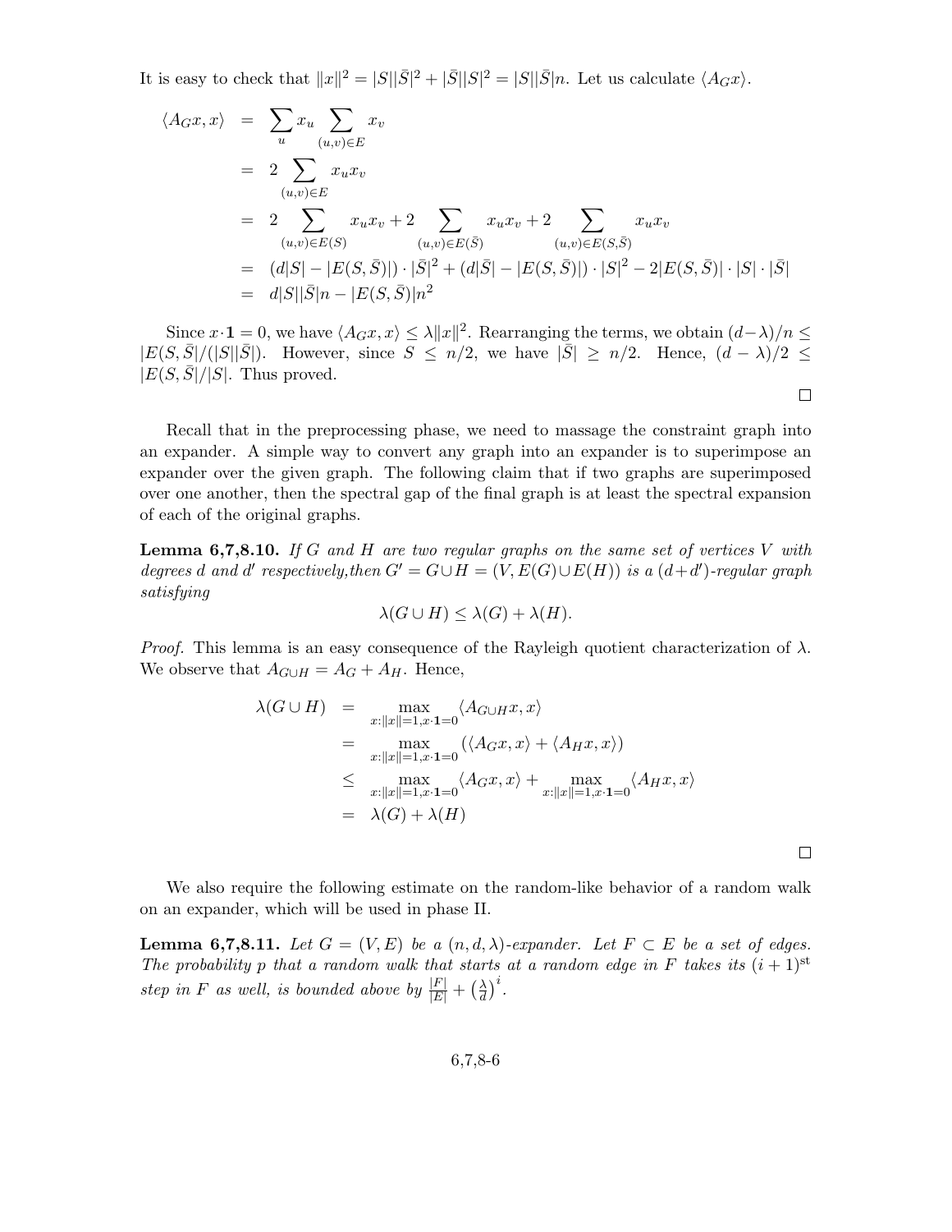It is easy to check that $\|x\|^2 = |S||\bar{S}|^2 + |\bar{S}||S|^2 = |S||\bar{S}|n$. Let us calculate $\langle A_G x \rangle$.

$$
\begin{aligned}
\langle A_G x, x\rangle &= \sum_u x_u \sum_{(u,v)\in E} x_v \\
&= 2\sum_{(u,v)\in E} x_u x_v \\
&= 2\sum_{(u,v)\in E(S)} x_u x_v + 2\sum_{(u,v)\in E(\bar{S})} x_u x_v + 2\sum_{(u,v)\in E(S,\bar{S})} x_u x_v \\
&= (d|S| - |E(S,\bar{S})|)\cdot|\bar{S}|^2 + (d|\bar{S}| - |E(S,\bar{S})|)\cdot|S|^2 - 2|E(S,\bar{S})|\cdot|S|\cdot|\bar{S}| \\
&= d|S||\bar{S}|n - |E(S,\bar{S})|n^2
\end{aligned}
$$

Since $x\cdot\mathbf{1} = 0$, we have $\langle A_G x, x\rangle \le \lambda\|x\|^2$. Rearranging the terms, we obtain $(d-\lambda)/n \le |E(S,\bar{S}|/(|S||\bar{S}|)$. However, since $S \le n/2$, we have $|\bar{S}| \ge n/2$. Hence, $(d-\lambda)/2 \le |E(S,\bar{S}|/|S|$. Thus proved.

□

Recall that in the preprocessing phase, we need to massage the constraint graph into an expander. A simple way to convert any graph into an expander is to superimpose an expander over the given graph. The following claim that if two graphs are superimposed over one another, then the spectral gap of the final graph is at least the spectral expansion of each of the original graphs.

**Lemma 6,7,8.10.** *If $G$ and $H$ are two regular graphs on the same set of vertices $V$ with degrees $d$ and $d'$ respectively,then $G' = G\cup H = (V, E(G)\cup E(H))$ is a $(d+d')$-regular graph satisfying*

$$\lambda(G\cup H) \le \lambda(G) + \lambda(H).$$

*Proof.* This lemma is an easy consequence of the Rayleigh quotient characterization of $\lambda$. We observe that $A_{G\cup H} = A_G + A_H$. Hence,

$$
\begin{aligned}
\lambda(G\cup H) &= \max_{x:\|x\|=1, x\cdot\mathbf{1}=0} \langle A_{G\cup H} x, x\rangle \\
&= \max_{x:\|x\|=1, x\cdot\mathbf{1}=0} (\langle A_G x, x\rangle + \langle A_H x, x\rangle) \\
&\le \max_{x:\|x\|=1, x\cdot\mathbf{1}=0} \langle A_G x, x\rangle + \max_{x:\|x\|=1, x\cdot\mathbf{1}=0} \langle A_H x, x\rangle \\
&= \lambda(G) + \lambda(H)
\end{aligned}
$$

□

We also require the following estimate on the random-like behavior of a random walk on an expander, which will be used in phase II.

**Lemma 6,7,8.11.** *Let $G = (V, E)$ be a $(n, d, \lambda)$-expander. Let $F \subset E$ be a set of edges. The probability $p$ that a random walk that starts at a random edge in $F$ takes its $(i+1)^{\text{st}}$ step in $F$ as well, is bounded above by $\frac{|F|}{|E|} + \left(\frac{\lambda}{d}\right)^i$.*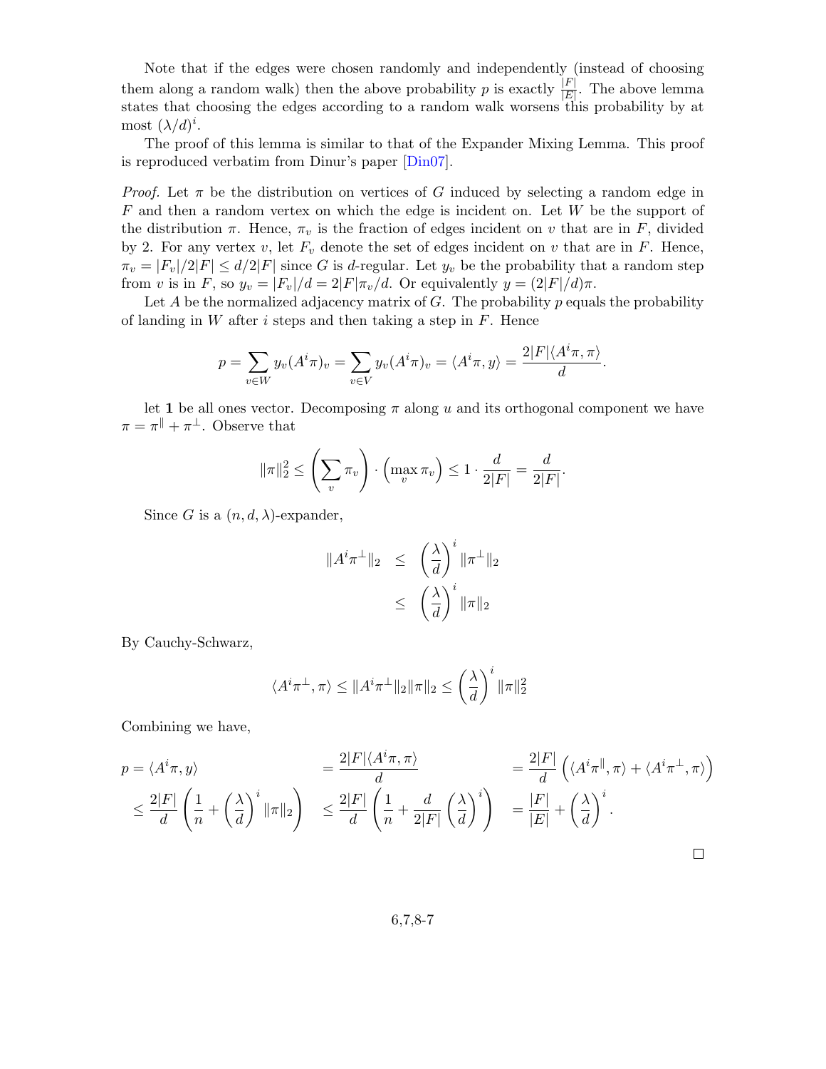Note that if the edges were chosen randomly and independently (instead of choosing them along a random walk) then the above probability $p$ is exactly $\frac{|F|}{|E|}$. The above lemma states that choosing the edges according to a random walk worsens this probability by at most $(\lambda/d)^i$.

The proof of this lemma is similar to that of the Expander Mixing Lemma. This proof is reproduced verbatim from Dinur's paper [Din07].

*Proof.* Let $\pi$ be the distribution on vertices of $G$ induced by selecting a random edge in $F$ and then a random vertex on which the edge is incident on. Let $W$ be the support of the distribution $\pi$. Hence, $\pi_v$ is the fraction of edges incident on $v$ that are in $F$, divided by 2. For any vertex $v$, let $F_v$ denote the set of edges incident on $v$ that are in $F$. Hence, $\pi_v = |F_v|/2|F| \leq d/2|F|$ since $G$ is $d$-regular. Let $y_v$ be the probability that a random step from $v$ is in $F$, so $y_v = |F_v|/d = 2|F|\pi_v/d$. Or equivalently $y = (2|F|/d)\pi$.

Let $A$ be the normalized adjacency matrix of $G$. The probability $p$ equals the probability of landing in $W$ after $i$ steps and then taking a step in $F$. Hence

$$p = \sum_{v \in W} y_v (A^i \pi)_v = \sum_{v \in V} y_v (A^i \pi)_v = \langle A^i \pi, y \rangle = \frac{2|F| \langle A^i \pi, \pi \rangle}{d}.$$

let $\mathbf{1}$ be all ones vector. Decomposing $\pi$ along $u$ and its orthogonal component we have $\pi = \pi^{\parallel} + \pi^{\perp}$. Observe that

$$\|\pi\|_2^2 \leq \left(\sum_v \pi_v\right) \cdot \left(\max_v \pi_v\right) \leq 1 \cdot \frac{d}{2|F|} = \frac{d}{2|F|}.$$

Since $G$ is a $(n, d, \lambda)$-expander,

$$\begin{aligned}
\|A^i \pi^{\perp}\|_2 &\leq \left(\frac{\lambda}{d}\right)^i \|\pi^{\perp}\|_2 \\
&\leq \left(\frac{\lambda}{d}\right)^i \|\pi\|_2
\end{aligned}$$

By Cauchy-Schwarz,

$$\langle A^i \pi^{\perp}, \pi \rangle \leq \|A^i \pi^{\perp}\|_2 \|\pi\|_2 \leq \left(\frac{\lambda}{d}\right)^i \|\pi\|_2^2$$

Combining we have,

$$\begin{aligned}
p = \langle A^i \pi, y \rangle \quad &= \frac{2|F| \langle A^i \pi, \pi \rangle}{d} \quad &&= \frac{2|F|}{d} \left( \langle A^i \pi^{\parallel}, \pi \rangle + \langle A^i \pi^{\perp}, \pi \rangle \right) \\
\leq \frac{2|F|}{d} \left( \frac{1}{n} + \left(\frac{\lambda}{d}\right)^i \|\pi\|_2 \right) \quad &\leq \frac{2|F|}{d} \left( \frac{1}{n} + \frac{d}{2|F|} \left(\frac{\lambda}{d}\right)^i \right) \quad &&= \frac{|F|}{|E|} + \left(\frac{\lambda}{d}\right)^i.
\end{aligned}$$

$\square$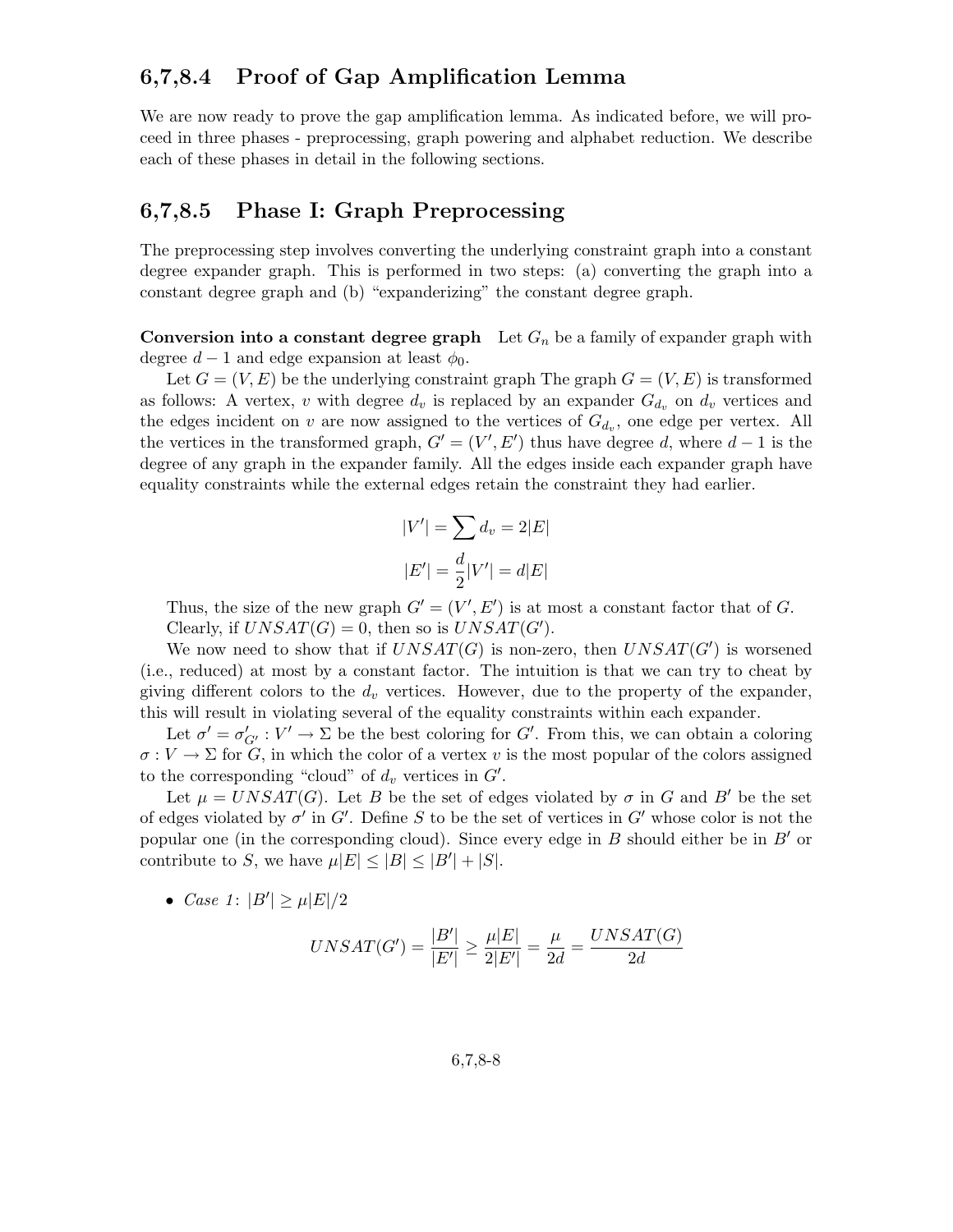## 6,7,8.4 Proof of Gap Amplification Lemma

We are now ready to prove the gap amplification lemma. As indicated before, we will proceed in three phases - preprocessing, graph powering and alphabet reduction. We describe each of these phases in detail in the following sections.

## 6,7,8.5 Phase I: Graph Preprocessing

The preprocessing step involves converting the underlying constraint graph into a constant degree expander graph. This is performed in two steps: (a) converting the graph into a constant degree graph and (b) "expanderizing" the constant degree graph.

**Conversion into a constant degree graph** Let $G_n$ be a family of expander graph with degree $d-1$ and edge expansion at least $\phi_0$.

Let $G = (V, E)$ be the underlying constraint graph The graph $G = (V, E)$ is transformed as follows: A vertex, $v$ with degree $d_v$ is replaced by an expander $G_{d_v}$ on $d_v$ vertices and the edges incident on $v$ are now assigned to the vertices of $G_{d_v}$, one edge per vertex. All the vertices in the transformed graph, $G' = (V', E')$ thus have degree $d$, where $d-1$ is the degree of any graph in the expander family. All the edges inside each expander graph have equality constraints while the external edges retain the constraint they had earlier.

$$|V'| = \sum d_v = 2|E|$$

$$|E'| = \frac{d}{2}|V'| = d|E|$$

Thus, the size of the new graph $G' = (V', E')$ is at most a constant factor that of $G$.

Clearly, if $UNSAT(G) = 0$, then so is $UNSAT(G')$.

We now need to show that if $UNSAT(G)$ is non-zero, then $UNSAT(G')$ is worsened (i.e., reduced) at most by a constant factor. The intuition is that we can try to cheat by giving different colors to the $d_v$ vertices. However, due to the property of the expander, this will result in violating several of the equality constraints within each expander.

Let $\sigma' = \sigma'_{G'} : V' \to \Sigma$ be the best coloring for $G'$. From this, we can obtain a coloring $\sigma : V \to \Sigma$ for $G$, in which the color of a vertex $v$ is the most popular of the colors assigned to the corresponding "cloud" of $d_v$ vertices in $G'$.

Let $\mu = UNSAT(G)$. Let $B$ be the set of edges violated by $\sigma$ in $G$ and $B'$ be the set of edges violated by $\sigma'$ in $G'$. Define $S$ to be the set of vertices in $G'$ whose color is not the popular one (in the corresponding cloud). Since every edge in $B$ should either be in $B'$ or contribute to $S$, we have $\mu|E| \leq |B| \leq |B'| + |S|$.

- *Case 1*: $|B'| \geq \mu|E|/2$

$$UNSAT(G') = \frac{|B'|}{|E'|} \geq \frac{\mu|E|}{2|E'|} = \frac{\mu}{2d} = \frac{UNSAT(G)}{2d}$$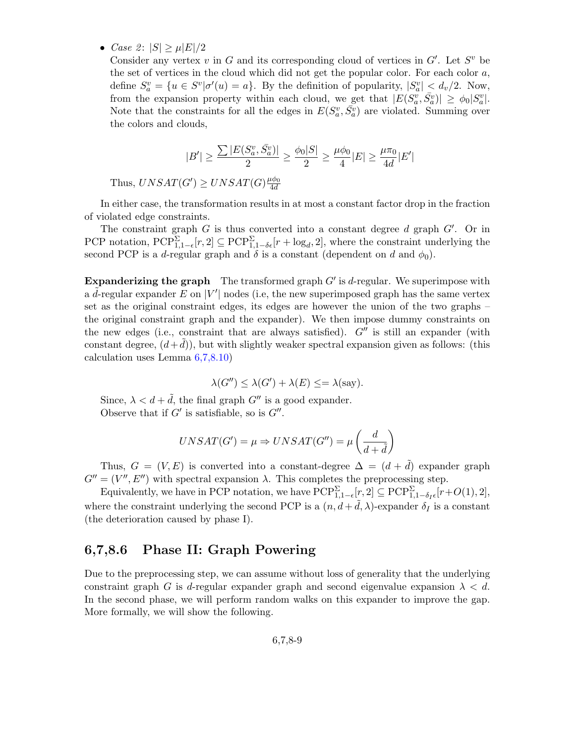- *Case 2*: $|S| \geq \mu|E|/2$

  Consider any vertex $v$ in $G$ and its corresponding cloud of vertices in $G'$. Let $S^v$ be the set of vertices in the cloud which did not get the popular color. For each color $a$, define $S^v_a = \{u \in S^v | \sigma'(u) = a\}$. By the definition of popularity, $|S^v_a| < d_v/2$. Now, from the expansion property within each cloud, we get that $|E(S^v_a, \bar{S^v_a})| \geq \phi_0 |S^v_a|$. Note that the constraints for all the edges in $E(S^v_a, \bar{S^v_a})$ are violated. Summing over the colors and clouds,

$$|B'| \geq \frac{\sum |E(S^v_a, \bar{S^v_a})|}{2} \geq \frac{\phi_0 |S|}{2} \geq \frac{\mu \phi_0}{4}|E| \geq \frac{\mu \pi_0}{4d}|E'|$$

  Thus, $UNSAT(G') \geq UNSAT(G)\frac{\mu\phi_0}{4d}$

In either case, the transformation results in at most a constant factor drop in the fraction of violated edge constraints.

The constraint graph $G$ is thus converted into a constant degree $d$ graph $G'$. Or in PCP notation, $\mathrm{PCP}^{\Sigma}_{1,1-\epsilon}[r, 2] \subseteq \mathrm{PCP}^{\Sigma}_{1,1-\delta\epsilon}[r + \log_d, 2]$, where the constraint underlying the second PCP is a $d$-regular graph and $\delta$ is a constant (dependent on $d$ and $\phi_0$).

**Expanderizing the graph** The transformed graph $G'$ is $d$-regular. We superimpose with a $\tilde{d}$-regular expander $E$ on $|V'|$ nodes (i.e, the new superimposed graph has the same vertex set as the original constraint edges, its edges are however the union of the two graphs – the original constraint graph and the expander). We then impose dummy constraints on the new edges (i.e., constraint that are always satisfied). $G''$ is still an expander (with constant degree, $(d+\tilde{d})$), but with slightly weaker spectral expansion given as follows: (this calculation uses Lemma 6,7,8.10)

$$\lambda(G'') \leq \lambda(G') + \lambda(E) \leq = \lambda(\text{say}).$$

Since, $\lambda < d + \tilde{d}$, the final graph $G''$ is a good expander.

Observe that if $G'$ is satisfiable, so is $G''$.

$$UNSAT(G') = \mu \Rightarrow UNSAT(G'') = \mu \left(\frac{d}{d+\tilde{d}}\right)$$

Thus, $G = (V, E)$ is converted into a constant-degree $\Delta = (d + \tilde{d})$ expander graph $G'' = (V'', E'')$ with spectral expansion $\lambda$. This completes the preprocessing step.

Equivalently, we have in PCP notation, we have $\mathrm{PCP}^{\Sigma}_{1,1-\epsilon}[r, 2] \subseteq \mathrm{PCP}^{\Sigma}_{1,1-\delta_I\epsilon}[r+O(1), 2]$, where the constraint underlying the second PCP is a $(n, d+\tilde{d}, \lambda)$-expander $\delta_I$ is a constant (the deterioration caused by phase I).

## 6,7,8.6 Phase II: Graph Powering

Due to the preprocessing step, we can assume without loss of generality that the underlying constraint graph $G$ is $d$-regular expander graph and second eigenvalue expansion $\lambda < d$. In the second phase, we will perform random walks on this expander to improve the gap. More formally, we will show the following.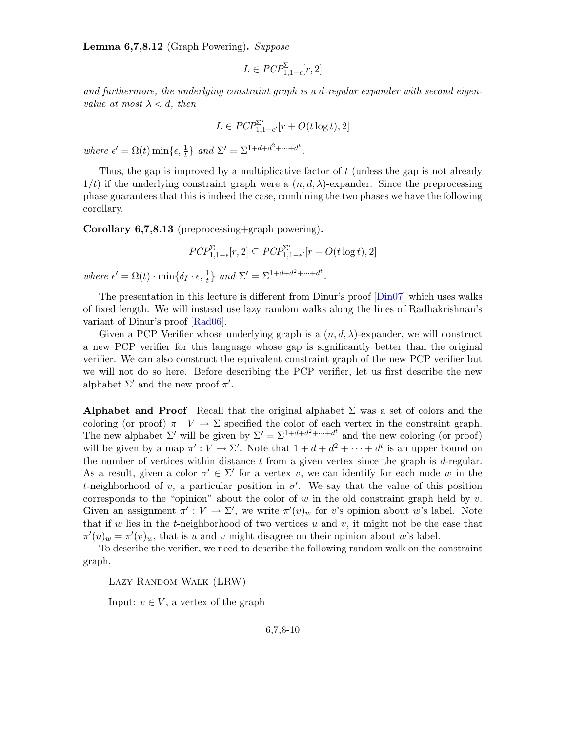**Lemma 6,7,8.12** (Graph Powering)**.** *Suppose*

$$L \in PCP^{\Sigma}_{1,1-\epsilon}[r, 2]$$

*and furthermore, the underlying constraint graph is a $d$-regular expander with second eigenvalue at most $\lambda < d$, then*

$$L \in PCP^{\Sigma'}_{1,1-\epsilon'}[r + O(t \log t), 2]$$

*where $\epsilon' = \Omega(t) \min\{\epsilon, \frac{1}{t}\}$ and $\Sigma' = \Sigma^{1+d+d^2+\cdots+d^t}$.*

Thus, the gap is improved by a multiplicative factor of $t$ (unless the gap is not already $1/t$) if the underlying constraint graph were a $(n, d, \lambda)$-expander. Since the preprocessing phase guarantees that this is indeed the case, combining the two phases we have the following corollary.

**Corollary 6,7,8.13** (preprocessing+graph powering)**.**

$$PCP^{\Sigma}_{1,1-\epsilon}[r, 2] \subseteq PCP^{\Sigma'}_{1,1-\epsilon'}[r + O(t \log t), 2]$$

*where $\epsilon' = \Omega(t) \cdot \min\{\delta_I \cdot \epsilon, \frac{1}{t}\}$ and $\Sigma' = \Sigma^{1+d+d^2+\cdots+d^t}$.*

The presentation in this lecture is different from Dinur's proof [Din07] which uses walks of fixed length. We will instead use lazy random walks along the lines of Radhakrishnan's variant of Dinur's proof [Rad06].

Given a PCP Verifier whose underlying graph is a $(n, d, \lambda)$-expander, we will construct a new PCP verifier for this language whose gap is significantly better than the original verifier. We can also construct the equivalent constraint graph of the new PCP verifier but we will not do so here. Before describing the PCP verifier, let us first describe the new alphabet $\Sigma'$ and the new proof $\pi'$.

**Alphabet and Proof** Recall that the original alphabet $\Sigma$ was a set of colors and the coloring (or proof) $\pi : V \to \Sigma$ specified the color of each vertex in the constraint graph. The new alphabet $\Sigma'$ will be given by $\Sigma' = \Sigma^{1+d+d^2+\cdots+d^t}$ and the new coloring (or proof) will be given by a map $\pi' : V \to \Sigma'$. Note that $1 + d + d^2 + \cdots + d^t$ is an upper bound on the number of vertices within distance $t$ from a given vertex since the graph is $d$-regular. As a result, given a color $\sigma' \in \Sigma'$ for a vertex $v$, we can identify for each node $w$ in the $t$-neighborhood of $v$, a particular position in $\sigma'$. We say that the value of this position corresponds to the "opinion" about the color of $w$ in the old constraint graph held by $v$. Given an assignment $\pi' : V \to \Sigma'$, we write $\pi'(v)_w$ for $v$'s opinion about $w$'s label. Note that if $w$ lies in the $t$-neighborhood of two vertices $u$ and $v$, it might not be the case that $\pi'(u)_w = \pi'(v)_w$, that is $u$ and $v$ might disagree on their opinion about $w$'s label.

To describe the verifier, we need to describe the following random walk on the constraint graph.

Lazy Random Walk (LRW)

Input: $v \in V$, a vertex of the graph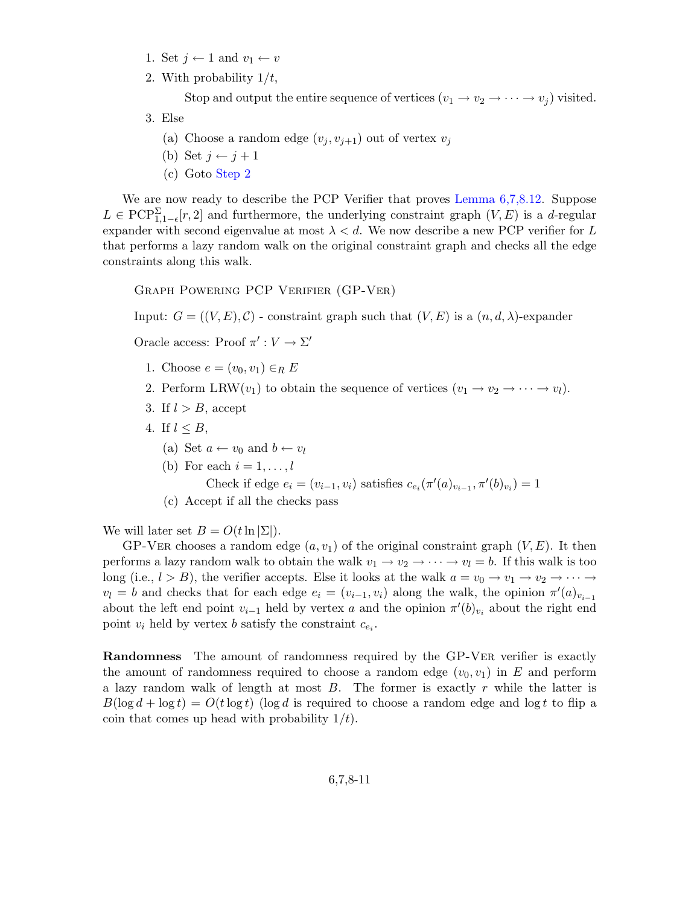1. Set $j \leftarrow 1$ and $v_1 \leftarrow v$
2. With probability $1/t$,

   Stop and output the entire sequence of vertices $(v_1 \to v_2 \to \cdots \to v_j)$ visited.
3. Else
   (a) Choose a random edge $(v_j, v_{j+1})$ out of vertex $v_j$
   (b) Set $j \leftarrow j + 1$
   (c) Goto Step 2

We are now ready to describe the PCP Verifier that proves Lemma 6,7,8.12. Suppose $L \in \text{PCP}^{\Sigma}_{1,1-\epsilon}[r, 2]$ and furthermore, the underlying constraint graph $(V, E)$ is a $d$-regular expander with second eigenvalue at most $\lambda < d$. We now describe a new PCP verifier for $L$ that performs a lazy random walk on the original constraint graph and checks all the edge constraints along this walk.

Graph Powering PCP Verifier (GP-Ver)

Input: $G = ((V, E), \mathcal{C})$ - constraint graph such that $(V, E)$ is a $(n, d, \lambda)$-expander

Oracle access: Proof $\pi' : V \to \Sigma'$

1. Choose $e = (v_0, v_1) \in_R E$
2. Perform $\text{LRW}(v_1)$ to obtain the sequence of vertices $(v_1 \to v_2 \to \cdots \to v_l)$.
3. If $l > B$, accept
4. If $l \leq B$,
   (a) Set $a \leftarrow v_0$ and $b \leftarrow v_l$
   (b) For each $i = 1, \ldots, l$

       Check if edge $e_i = (v_{i-1}, v_i)$ satisfies $c_{e_i}(\pi'(a)_{v_{i-1}}, \pi'(b)_{v_i}) = 1$
   (c) Accept if all the checks pass

We will later set $B = O(t \ln |\Sigma|)$.

GP-Ver chooses a random edge $(a, v_1)$ of the original constraint graph $(V, E)$. It then performs a lazy random walk to obtain the walk $v_1 \to v_2 \to \cdots \to v_l = b$. If this walk is too long (i.e., $l > B$), the verifier accepts. Else it looks at the walk $a = v_0 \to v_1 \to v_2 \to \cdots \to v_l = b$ and checks that for each edge $e_i = (v_{i-1}, v_i)$ along the walk, the opinion $\pi'(a)_{v_{i-1}}$ about the left end point $v_{i-1}$ held by vertex $a$ and the opinion $\pi'(b)_{v_i}$ about the right end point $v_i$ held by vertex $b$ satisfy the constraint $c_{e_i}$.

**Randomness** The amount of randomness required by the GP-Ver verifier is exactly the amount of randomness required to choose a random edge $(v_0, v_1)$ in $E$ and perform a lazy random walk of length at most $B$. The former is exactly $r$ while the latter is $B(\log d + \log t) = O(t \log t)$ ($\log d$ is required to choose a random edge and $\log t$ to flip a coin that comes up head with probability $1/t$).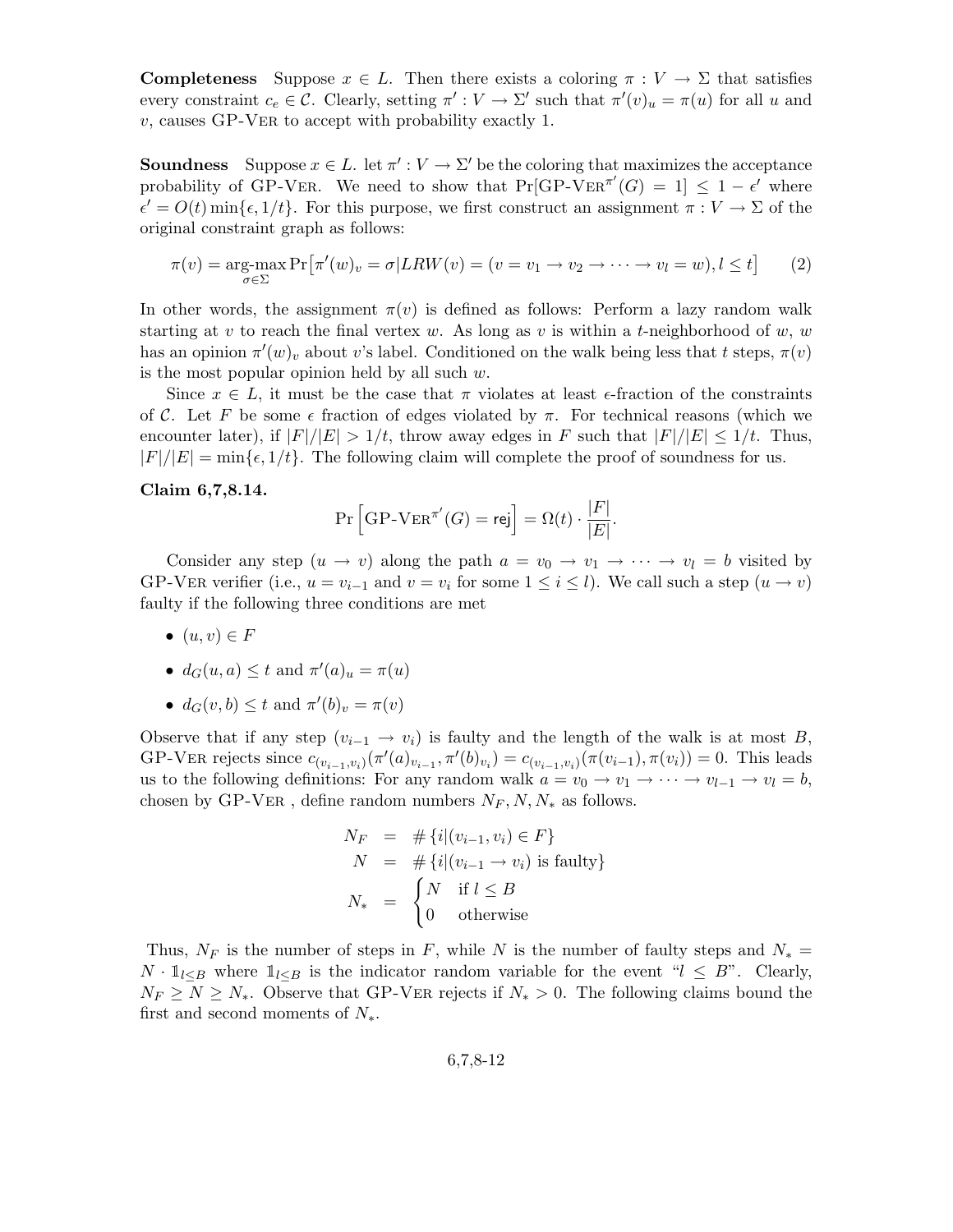**Completeness** Suppose $x \in L$. Then there exists a coloring $\pi : V \to \Sigma$ that satisfies every constraint $c_e \in \mathcal{C}$. Clearly, setting $\pi' : V \to \Sigma'$ such that $\pi'(v)_u = \pi(u)$ for all $u$ and $v$, causes GP-Ver to accept with probability exactly 1.

**Soundness** Suppose $x \in L$. let $\pi' : V \to \Sigma'$ be the coloring that maximizes the acceptance probability of GP-Ver. We need to show that $\Pr[\text{GP-Ver}^{\pi'}(G) = 1] \leq 1 - \epsilon'$ where $\epsilon' = O(t)\min\{\epsilon, 1/t\}$. For this purpose, we first construct an assignment $\pi : V \to \Sigma$ of the original constraint graph as follows:

$$\pi(v) = \underset{\sigma \in \Sigma}{\text{arg-max}} \Pr\left[\pi'(w)_v = \sigma | LRW(v) = (v = v_1 \to v_2 \to \cdots \to v_l = w), l \leq t\right] \tag{2}$$

In other words, the assignment $\pi(v)$ is defined as follows: Perform a lazy random walk starting at $v$ to reach the final vertex $w$. As long as $v$ is within a $t$-neighborhood of $w$, $w$ has an opinion $\pi'(w)_v$ about $v$'s label. Conditioned on the walk being less that $t$ steps, $\pi(v)$ is the most popular opinion held by all such $w$.

Since $x \in L$, it must be the case that $\pi$ violates at least $\epsilon$-fraction of the constraints of $\mathcal{C}$. Let $F$ be some $\epsilon$ fraction of edges violated by $\pi$. For technical reasons (which we encounter later), if $|F|/|E| > 1/t$, throw away edges in $F$ such that $|F|/|E| \leq 1/t$. Thus, $|F|/|E| = \min\{\epsilon, 1/t\}$. The following claim will complete the proof of soundness for us.

**Claim 6,7,8.14.**

$$\Pr\left[\text{GP-Ver}^{\pi'}(G) = \mathsf{rej}\right] = \Omega(t) \cdot \frac{|F|}{|E|}.$$

Consider any step $(u \to v)$ along the path $a = v_0 \to v_1 \to \cdots \to v_l = b$ visited by GP-Ver verifier (i.e., $u = v_{i-1}$ and $v = v_i$ for some $1 \leq i \leq l$). We call such a step $(u \to v)$ faulty if the following three conditions are met

- $(u, v) \in F$
- $d_G(u, a) \leq t$ and $\pi'(a)_u = \pi(u)$
- $d_G(v, b) \leq t$ and $\pi'(b)_v = \pi(v)$

Observe that if any step $(v_{i-1} \to v_i)$ is faulty and the length of the walk is at most $B$, GP-Ver rejects since $c_{(v_{i-1}, v_i)}(\pi'(a)_{v_{i-1}}, \pi'(b)_{v_i}) = c_{(v_{i-1}, v_i)}(\pi(v_{i-1}), \pi(v_i)) = 0$. This leads us to the following definitions: For any random walk $a = v_0 \to v_1 \to \cdots \to v_{l-1} \to v_l = b$, chosen by GP-Ver , define random numbers $N_F, N, N_*$ as follows.

$$\begin{aligned}
N_F &= \#\{i | (v_{i-1}, v_i) \in F\} \\
N &= \#\{i | (v_{i-1} \to v_i) \text{ is faulty}\} \\
N_* &= \begin{cases} N & \text{if } l \leq B \\ 0 & \text{otherwise} \end{cases}
\end{aligned}$$

Thus, $N_F$ is the number of steps in $F$, while $N$ is the number of faulty steps and $N_* = N \cdot \mathbb{1}_{l \leq B}$ where $\mathbb{1}_{l \leq B}$ is the indicator random variable for the event "$l \leq B$". Clearly, $N_F \geq N \geq N_*$. Observe that GP-Ver rejects if $N_* > 0$. The following claims bound the first and second moments of $N_*$.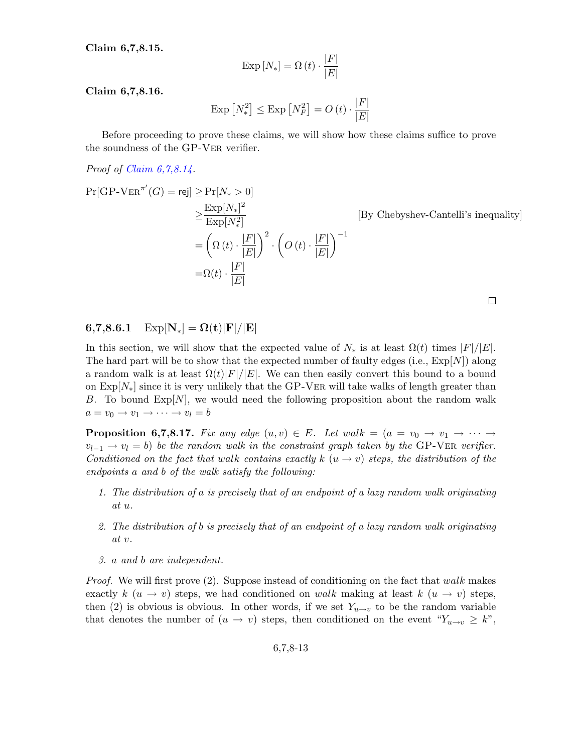**Claim 6,7,8.15.**

$$\text{Exp}\left[N_*\right] = \Omega\left(t\right) \cdot \frac{|F|}{|E|}$$

**Claim 6,7,8.16.**

$$\text{Exp}\left[N_*^2\right] \leq \text{Exp}\left[N_F^2\right] = O\left(t\right) \cdot \frac{|F|}{|E|}$$

Before proceeding to prove these claims, we will show how these claims suffice to prove the soundness of the GP-Ver verifier.

*Proof of Claim 6,7,8.14.*

$$\begin{aligned}
\Pr[\text{GP-Ver}^{\pi'}(G) = \mathsf{rej}] \geq & \Pr[N_* > 0] \\
\geq & \frac{\text{Exp}[N_*]^2}{\text{Exp}[N_*^2]} \qquad\qquad \text{[By Chebyshev-Cantelli's inequality]} \\
= & \left(\Omega\left(t\right) \cdot \frac{|F|}{|E|}\right)^2 \cdot \left(O\left(t\right) \cdot \frac{|F|}{|E|}\right)^{-1} \\
= & \Omega(t) \cdot \frac{|F|}{|E|}
\end{aligned}$$

□

### 6,7,8.6.1 $\text{Exp}[\mathbf{N}_*] = \mathbf{\Omega(t)|F|/|E|}$

In this section, we will show that the expected value of $N_*$ is at least $\Omega(t)$ times $|F|/|E|$. The hard part will be to show that the expected number of faulty edges (i.e., $\text{Exp}[N]$) along a random walk is at least $\Omega(t)|F|/|E|$. We can then easily convert this bound to a bound on $\text{Exp}[N_*]$ since it is very unlikely that the GP-Ver will take walks of length greater than $B$. To bound $\text{Exp}[N]$, we would need the following proposition about the random walk $a = v_0 \to v_1 \to \cdots \to v_l = b$

**Proposition 6,7,8.17.** *Fix any edge $(u, v) \in E$. Let walk $= (a = v_0 \to v_1 \to \cdots \to v_{l-1} \to v_l = b)$ be the random walk in the constraint graph taken by the* GP-Ver *verifier. Conditioned on the fact that walk contains exactly $k$ $(u \to v)$ steps, the distribution of the endpoints $a$ and $b$ of the walk satisfy the following:*

1. *The distribution of $a$ is precisely that of an endpoint of a lazy random walk originating at $u$.*
2. *The distribution of $b$ is precisely that of an endpoint of a lazy random walk originating at $v$.*
3. *$a$ and $b$ are independent.*

*Proof.* We will first prove (2). Suppose instead of conditioning on the fact that *walk* makes exactly $k$ $(u \to v)$ steps, we had conditioned on *walk* making at least $k$ $(u \to v)$ steps, then (2) is obvious. In other words, if we set $Y_{u\to v}$ to be the random variable that denotes the number of $(u \to v)$ steps, then conditioned on the event "$Y_{u\to v} \geq k$",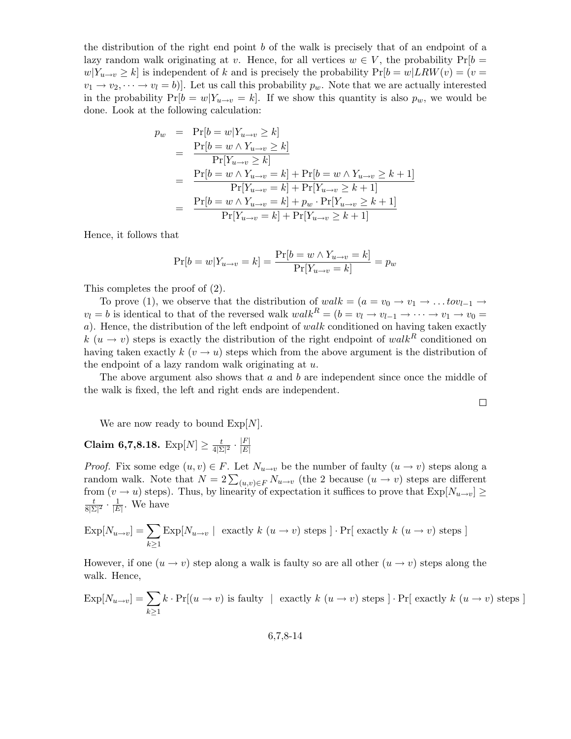the distribution of the right end point $b$ of the walk is precisely that of an endpoint of a lazy random walk originating at $v$. Hence, for all vertices $w \in V$, the probability $\Pr[b = w | Y_{u\to v} \geq k]$ is independent of $k$ and is precisely the probability $\Pr[b = w | LRW(v) = (v = v_1 \to v_2, \cdots \to v_l = b)]$. Let us call this probability $p_w$. Note that we are actually interested in the probability $\Pr[b = w | Y_{u\to v} = k]$. If we show this quantity is also $p_w$, we would be done. Look at the following calculation:

$$
\begin{aligned}
p_w &= \Pr[b = w | Y_{u\to v} \geq k] \\
&= \frac{\Pr[b = w \wedge Y_{u\to v} \geq k]}{\Pr[Y_{u\to v} \geq k]} \\
&= \frac{\Pr[b = w \wedge Y_{u\to v} = k] + \Pr[b = w \wedge Y_{u\to v} \geq k+1]}{\Pr[Y_{u\to v} = k] + \Pr[Y_{u\to v} \geq k+1]} \\
&= \frac{\Pr[b = w \wedge Y_{u\to v} = k] + p_w \cdot \Pr[Y_{u\to v} \geq k+1]}{\Pr[Y_{u\to v} = k] + \Pr[Y_{u\to v} \geq k+1]}
\end{aligned}
$$

Hence, it follows that

$$
\Pr[b = w | Y_{u\to v} = k] = \frac{\Pr[b = w \wedge Y_{u\to v} = k]}{\Pr[Y_{u\to v} = k]} = p_w
$$

This completes the proof of (2).

To prove (1), we observe that the distribution of $walk = (a = v_0 \to v_1 \to \ldots to v_{l-1} \to v_l = b$ is identical to that of the reversed walk $walk^R = (b = v_l \to v_{l-1} \to \cdots \to v_1 \to v_0 = a)$. Hence, the distribution of the left endpoint of $walk$ conditioned on having taken exactly $k$ $(u \to v)$ steps is exactly the distribution of the right endpoint of $walk^R$ conditioned on having taken exactly $k$ $(v \to u)$ steps which from the above argument is the distribution of the endpoint of a lazy random walk originating at $u$.

The above argument also shows that $a$ and $b$ are independent since once the middle of the walk is fixed, the left and right ends are independent.

□

We are now ready to bound $\text{Exp}[N]$.

**Claim 6,7,8.18.** $\text{Exp}[N] \geq \frac{t}{4|\Sigma|^2} \cdot \frac{|F|}{|E|}$

*Proof.* Fix some edge $(u, v) \in F$. Let $N_{u\to v}$ be the number of faulty $(u \to v)$ steps along a random walk. Note that $N = 2\sum_{(u,v)\in F} N_{u\to v}$ (the 2 because $(u \to v)$ steps are different from $(v \to u)$ steps). Thus, by linearity of expectation it suffices to prove that $\text{Exp}[N_{u\to v}] \geq \frac{t}{8|\Sigma|^2} \cdot \frac{1}{|E|}$. We have

$$
\text{Exp}[N_{u\to v}] = \sum_{k\geq 1} \text{Exp}[N_{u\to v} \mid \text{ exactly } k \ (u \to v) \text{ steps }] \cdot \Pr[\text{ exactly } k \ (u \to v) \text{ steps }]
$$

However, if one $(u \to v)$ step along a walk is faulty so are all other $(u \to v)$ steps along the walk. Hence,

$$
\text{Exp}[N_{u\to v}] = \sum_{k\geq 1} k \cdot \Pr[(u \to v) \text{ is faulty } \mid \text{ exactly } k \ (u \to v) \text{ steps }] \cdot \Pr[\text{ exactly } k \ (u \to v) \text{ steps }]
$$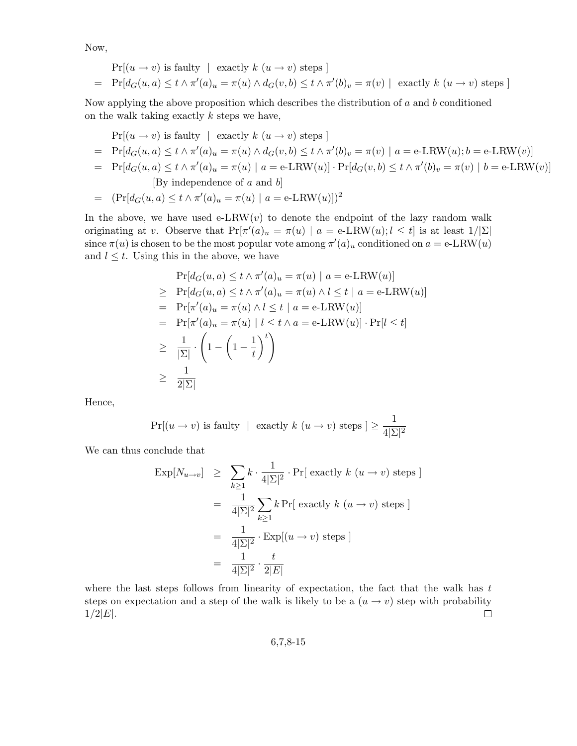Now,

$$
\begin{aligned}
& \Pr[(u \to v) \text{ is faulty } \mid \text{ exactly } k \ (u \to v) \text{ steps }] \\
= \ & \Pr[d_G(u,a) \le t \wedge \pi'(a)_u = \pi(u) \wedge d_G(v,b) \le t \wedge \pi'(b)_v = \pi(v) \mid \text{ exactly } k \ (u \to v) \text{ steps }]
\end{aligned}
$$

Now applying the above proposition which describes the distribution of $a$ and $b$ conditioned on the walk taking exactly $k$ steps we have,

$$
\begin{aligned}
& \Pr[(u \to v) \text{ is faulty } \mid \text{ exactly } k \ (u \to v) \text{ steps }] \\
= \ & \Pr[d_G(u,a) \le t \wedge \pi'(a)_u = \pi(u) \wedge d_G(v,b) \le t \wedge \pi'(b)_v = \pi(v) \mid a = \text{e-LRW}(u); b = \text{e-LRW}(v)] \\
= \ & \Pr[d_G(u,a) \le t \wedge \pi'(a)_u = \pi(u) \mid a = \text{e-LRW}(u)] \cdot \Pr[d_G(v,b) \le t \wedge \pi'(b)_v = \pi(v) \mid b = \text{e-LRW}(v)] \\
& \qquad \text{[By independence of } a \text{ and } b\text{]} \\
= \ & (\Pr[d_G(u,a) \le t \wedge \pi'(a)_u = \pi(u) \mid a = \text{e-LRW}(u)])^2
\end{aligned}
$$

In the above, we have used e-LRW$(v)$ to denote the endpoint of the lazy random walk originating at $v$. Observe that $\Pr[\pi'(a)_u = \pi(u) \mid a = \text{e-LRW}(u); l \le t]$ is at least $1/|\Sigma|$ since $\pi(u)$ is chosen to be the most popular vote among $\pi'(a)_u$ conditioned on $a = \text{e-LRW}(u)$ and $l \le t$. Using this in the above, we have

$$
\begin{aligned}
& \Pr[d_G(u,a) \le t \wedge \pi'(a)_u = \pi(u) \mid a = \text{e-LRW}(u)] \\
\ge \ & \Pr[d_G(u,a) \le t \wedge \pi'(a)_u = \pi(u) \wedge l \le t \mid a = \text{e-LRW}(u)] \\
= \ & \Pr[\pi'(a)_u = \pi(u) \wedge l \le t \mid a = \text{e-LRW}(u)] \\
= \ & \Pr[\pi'(a)_u = \pi(u) \mid l \le t \wedge a = \text{e-LRW}(u)] \cdot \Pr[l \le t] \\
\ge \ & \frac{1}{|\Sigma|} \cdot \left(1 - \left(1 - \frac{1}{t}\right)^t\right) \\
\ge \ & \frac{1}{2|\Sigma|}
\end{aligned}
$$

Hence,

$$
\Pr[(u \to v) \text{ is faulty } \mid \text{ exactly } k \ (u \to v) \text{ steps }] \ge \frac{1}{4|\Sigma|^2}
$$

We can thus conclude that

$$
\begin{aligned}
\text{Exp}[N_{u \to v}] \ & \ge \ \sum_{k \ge 1} k \cdot \frac{1}{4|\Sigma|^2} \cdot \Pr[\text{ exactly } k \ (u \to v) \text{ steps }] \\
& = \ \frac{1}{4|\Sigma|^2} \sum_{k \ge 1} k \Pr[\text{ exactly } k \ (u \to v) \text{ steps }] \\
& = \ \frac{1}{4|\Sigma|^2} \cdot \text{Exp}[(u \to v) \text{ steps }] \\
& = \ \frac{1}{4|\Sigma|^2} \cdot \frac{t}{2|E|}
\end{aligned}
$$

where the last steps follows from linearity of expectation, the fact that the walk has $t$ steps on expectation and a step of the walk is likely to be a $(u \to v)$ step with probability $1/2|E|$. □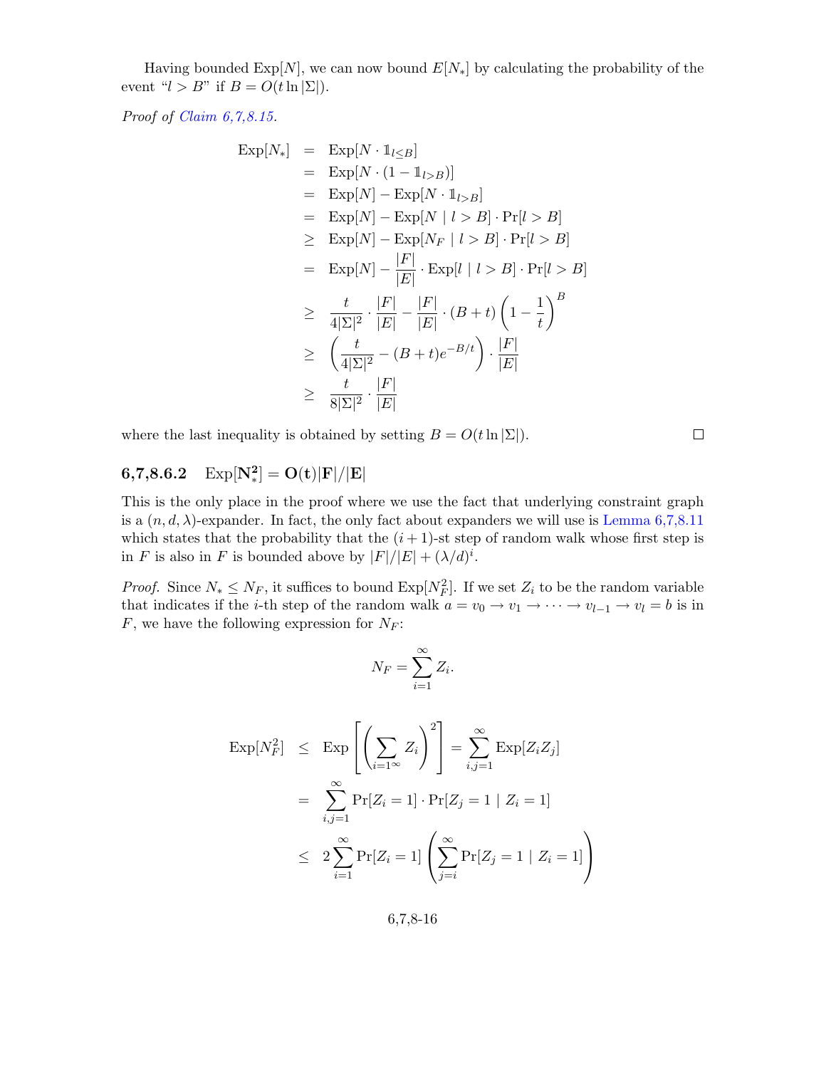Having bounded $\text{Exp}[N]$, we can now bound $E[N_*]$ by calculating the probability of the event "$l > B$" if $B = O(t \ln |\Sigma|)$.

*Proof of Claim 6,7,8.15.*

$$
\begin{aligned}
\text{Exp}[N_*] &= \text{Exp}[N \cdot \mathbb{1}_{l \le B}] \\
&= \text{Exp}[N \cdot (1 - \mathbb{1}_{l > B})] \\
&= \text{Exp}[N] - \text{Exp}[N \cdot \mathbb{1}_{l > B}] \\
&= \text{Exp}[N] - \text{Exp}[N \mid l > B] \cdot \Pr[l > B] \\
&\ge \text{Exp}[N] - \text{Exp}[N_F \mid l > B] \cdot \Pr[l > B] \\
&= \text{Exp}[N] - \frac{|F|}{|E|} \cdot \text{Exp}[l \mid l > B] \cdot \Pr[l > B] \\
&\ge \frac{t}{4|\Sigma|^2} \cdot \frac{|F|}{|E|} - \frac{|F|}{|E|} \cdot (B + t)\left(1 - \frac{1}{t}\right)^B \\
&\ge \left(\frac{t}{4|\Sigma|^2} - (B+t)e^{-B/t}\right) \cdot \frac{|F|}{|E|} \\
&\ge \frac{t}{8|\Sigma|^2} \cdot \frac{|F|}{|E|}
\end{aligned}
$$

where the last inequality is obtained by setting $B = O(t \ln |\Sigma|)$. □

### 6,7,8.6.2 $\text{Exp}[\mathbf{N_*^2}] = \mathbf{O(t)}|\mathbf{F}|/|\mathbf{E}|$

This is the only place in the proof where we use the fact that underlying constraint graph is a $(n, d, \lambda)$-expander. In fact, the only fact about expanders we will use is Lemma 6,7,8.11 which states that the probability that the $(i+1)$-st step of random walk whose first step is in $F$ is also in $F$ is bounded above by $|F|/|E| + (\lambda/d)^i$.

*Proof.* Since $N_* \le N_F$, it suffices to bound $\text{Exp}[N_F^2]$. If we set $Z_i$ to be the random variable that indicates if the $i$-th step of the random walk $a = v_0 \to v_1 \to \cdots \to v_{l-1} \to v_l = b$ is in $F$, we have the following expression for $N_F$:

$$
N_F = \sum_{i=1}^{\infty} Z_i.
$$

$$
\begin{aligned}
\text{Exp}[N_F^2] &\le \text{Exp}\left[\left(\sum_{i=1\infty} Z_i\right)^2\right] = \sum_{i,j=1}^{\infty} \text{Exp}[Z_i Z_j] \\
&= \sum_{i,j=1}^{\infty} \Pr[Z_i = 1] \cdot \Pr[Z_j = 1 \mid Z_i = 1] \\
&\le 2 \sum_{i=1}^{\infty} \Pr[Z_i = 1] \left(\sum_{j=i}^{\infty} \Pr[Z_j = 1 \mid Z_i = 1]\right)
\end{aligned}
$$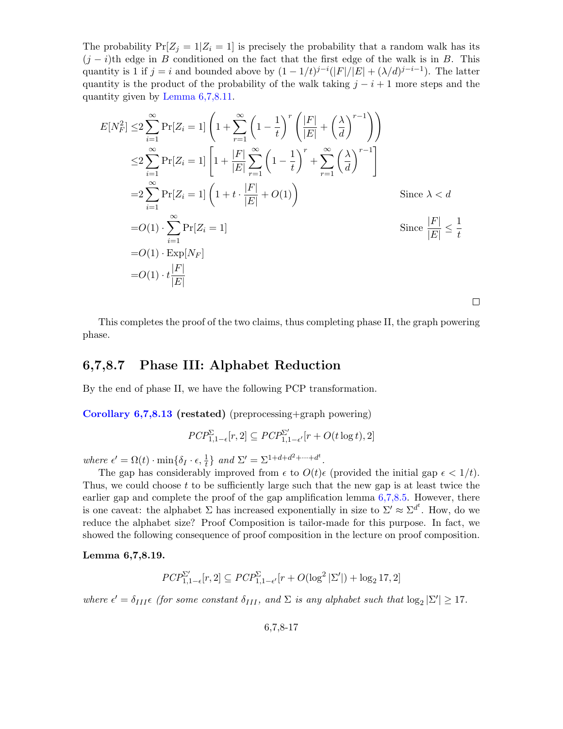The probability $\Pr[Z_j = 1 | Z_i = 1]$ is precisely the probability that a random walk has its $(j-i)$th edge in $B$ conditioned on the fact that the first edge of the walk is in $B$. This quantity is 1 if $j = i$ and bounded above by $(1 - 1/t)^{j-i}(|F|/|E| + (\lambda/d)^{j-i-1})$. The latter quantity is the product of the probability of the walk taking $j - i + 1$ more steps and the quantity given by Lemma 6,7,8.11.

$$
\begin{aligned}
E[N_F^2] &\leq 2 \sum_{i=1}^{\infty} \Pr[Z_i = 1] \left(1 + \sum_{r=1}^{\infty} \left(1 - \frac{1}{t}\right)^r \left(\frac{|F|}{|E|} + \left(\frac{\lambda}{d}\right)^{r-1}\right)\right) \\
&\leq 2 \sum_{i=1}^{\infty} \Pr[Z_i = 1] \left[1 + \frac{|F|}{|E|} \sum_{r=1}^{\infty} \left(1 - \frac{1}{t}\right)^r + \sum_{r=1}^{\infty} \left(\frac{\lambda}{d}\right)^{r-1}\right] \\
&= 2 \sum_{i=1}^{\infty} \Pr[Z_i = 1] \left(1 + t \cdot \frac{|F|}{|E|} + O(1)\right) && \text{Since } \lambda < d \\
&= O(1) \cdot \sum_{i=1}^{\infty} \Pr[Z_i = 1] && \text{Since } \frac{|F|}{|E|} \leq \frac{1}{t} \\
&= O(1) \cdot \text{Exp}[N_F] \\
&= O(1) \cdot t \frac{|F|}{|E|}
\end{aligned}
$$

□

This completes the proof of the two claims, thus completing phase II, the graph powering phase.

## 6,7,8.7 Phase III: Alphabet Reduction

By the end of phase II, we have the following PCP transformation.

**Corollary 6,7,8.13 (restated)** (preprocessing+graph powering)

$$PCP_{1,1-\epsilon}^{\Sigma}[r, 2] \subseteq PCP_{1,1-\epsilon'}^{\Sigma'}[r + O(t \log t), 2]$$

*where* $\epsilon' = \Omega(t) \cdot \min\{\delta_I \cdot \epsilon, \frac{1}{t}\}$ *and* $\Sigma' = \Sigma^{1+d+d^2+\cdots+d^t}$.

The gap has considerably improved from $\epsilon$ to $O(t)\epsilon$ (provided the initial gap $\epsilon < 1/t$). Thus, we could choose $t$ to be sufficiently large such that the new gap is at least twice the earlier gap and complete the proof of the gap amplification lemma 6,7,8.5. However, there is one caveat: the alphabet $\Sigma$ has increased exponentially in size to $\Sigma' \approx \Sigma^{d^t}$. How, do we reduce the alphabet size? Proof Composition is tailor-made for this purpose. In fact, we showed the following consequence of proof composition in the lecture on proof composition.

**Lemma 6,7,8.19.**

$$PCP_{1,1-\epsilon}^{\Sigma'}[r, 2] \subseteq PCP_{1,1-\epsilon'}^{\Sigma}[r + O(\log^2 |\Sigma'|) + \log_2 17, 2]$$

*where* $\epsilon' = \delta_{III}\epsilon$ *(for some constant* $\delta_{III}$*, and* $\Sigma$ *is any alphabet such that* $\log_2 |\Sigma'| \geq 17$.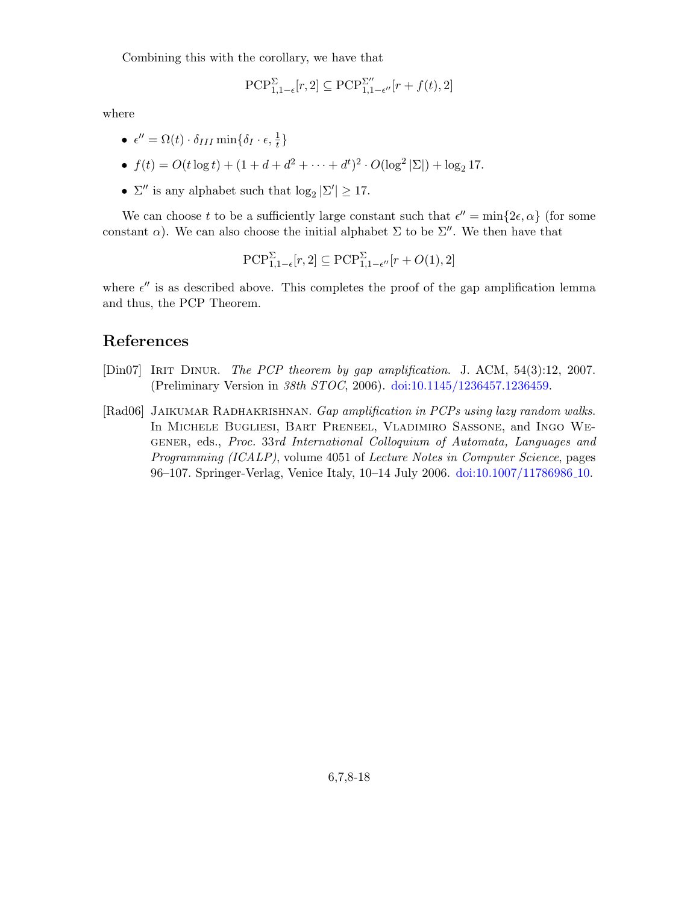Combining this with the corollary, we have that

$$\mathrm{PCP}^{\Sigma}_{1,1-\epsilon}[r, 2] \subseteq \mathrm{PCP}^{\Sigma''}_{1,1-\epsilon''}[r + f(t), 2]$$

where

- $\epsilon'' = \Omega(t) \cdot \delta_{III} \min\{\delta_I \cdot \epsilon, \frac{1}{t}\}$
- $f(t) = O(t \log t) + (1 + d + d^2 + \cdots + d^t)^2 \cdot O(\log^2 |\Sigma|) + \log_2 17$.
- $\Sigma''$ is any alphabet such that $\log_2 |\Sigma'| \geq 17$.

We can choose $t$ to be a sufficiently large constant such that $\epsilon'' = \min\{2\epsilon, \alpha\}$ (for some constant $\alpha$). We can also choose the initial alphabet $\Sigma$ to be $\Sigma''$. We then have that

$$\mathrm{PCP}^{\Sigma}_{1,1-\epsilon}[r, 2] \subseteq \mathrm{PCP}^{\Sigma}_{1,1-\epsilon''}[r + O(1), 2]$$

where $\epsilon''$ is as described above. This completes the proof of the gap amplification lemma and thus, the PCP Theorem.

## References

[Din07] Irit Dinur. *The PCP theorem by gap amplification.* J. ACM, 54(3):12, 2007. (Preliminary Version in *38th STOC*, 2006). doi:10.1145/1236457.1236459.

[Rad06] Jaikumar Radhakrishnan. *Gap amplification in PCPs using lazy random walks.* In Michele Bugliesi, Bart Preneel, Vladimiro Sassone, and Ingo Wegener, eds., *Proc. 33rd International Colloquium of Automata, Languages and Programming (ICALP)*, volume 4051 of *Lecture Notes in Computer Science*, pages 96–107. Springer-Verlag, Venice Italy, 10–14 July 2006. doi:10.1007/11786986_10.